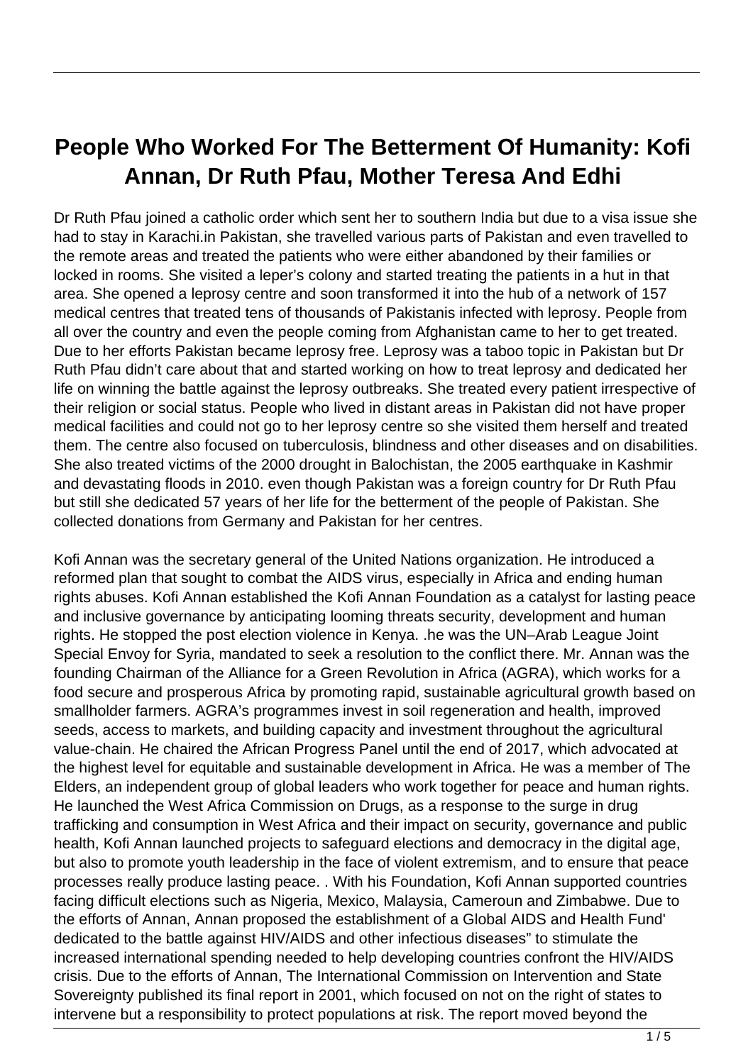# People Who Worked For The Betterment Of Humanity: Kofi Annan, Dr Ruth Pfau, Mother Teresa And Edhi

Dr Ruth Pfau joined a catholic order which sent her to southern India but due to a visa issue she had to stay in Karachi.in Pakistan, she travelled various parts of Pakistan and even travelled to the remote areas and treated the patients who were either abandoned by their families or locked in rooms. She visited a leper's colony and started treating the patients in a hut in that area. She opened a leprosy centre and soon transformed it into the hub of a network of 157 medical centres that treated tens of thousands of Pakistanis infected with leprosy. People from all over the country and even the people coming from Afghanistan came to her to get treated. Due to her efforts Pakistan became leprosy free. Leprosy was a taboo topic in Pakistan but Dr Ruth Pfau didn't care about that and started working on how to treat leprosy and dedicated her life on winning the battle against the leprosy outbreaks. She treated every patient irrespective of their religion or social status. People who lived in distant areas in Pakistan did not have proper medical facilities and could not go to her leprosy centre so she visited them herself and treated them. The centre also focused on tuberculosis, blindness and other diseases and on disabilities. She also treated victims of the 2000 drought in Balochistan, the 2005 earthquake in Kashmir and devastating floods in 2010. even though Pakistan was a foreign country for Dr Ruth Pfau but still she dedicated 57 years of her life for the betterment of the people of Pakistan. She collected donations from Germany and Pakistan for her centres.

Kofi Annan was the secretary general of the United Nations organization. He introduced a reformed plan that sought to combat the AIDS virus, especially in Africa and ending human rights abuses. Kofi Annan established the Kofi Annan Foundation as a catalyst for lasting peace and inclusive governance by anticipating looming threats security, development and human rights. He stopped the post election violence in Kenya. .he was the UN–Arab League Joint Special Envoy for Syria, mandated to seek a resolution to the conflict there. Mr. Annan was the founding Chairman of the Alliance for a Green Revolution in Africa (AGRA), which works for a food secure and prosperous Africa by promoting rapid, sustainable agricultural growth based on smallholder farmers. AGRA's programmes invest in soil regeneration and health, improved seeds, access to markets, and building capacity and investment throughout the agricultural value-chain. He chaired the African Progress Panel until the end of 2017, which advocated at the highest level for equitable and sustainable development in Africa. He was a member of The Elders, an independent group of global leaders who work together for peace and human rights. He launched the West Africa Commission on Drugs, as a response to the surge in drug trafficking and consumption in West Africa and their impact on security, governance and public health, Kofi Annan launched projects to safeguard elections and democracy in the digital age, but also to promote youth leadership in the face of violent extremism, and to ensure that peace processes really produce lasting peace. . With his Foundation, Kofi Annan supported countries facing difficult elections such as Nigeria, Mexico, Malaysia, Cameroun and Zimbabwe. Due to the efforts of Annan, Annan proposed the establishment of a Global AIDS and Health Fund' dedicated to the battle against HIV/AIDS and other infectious diseases" to stimulate the increased international spending needed to help developing countries confront the HIV/AIDS crisis. Due to the efforts of Annan, The International Commission on Intervention and State Sovereignty published its final report in 2001, which focused on not on the right of states to intervene but a responsibility to protect populations at risk. The report moved beyond the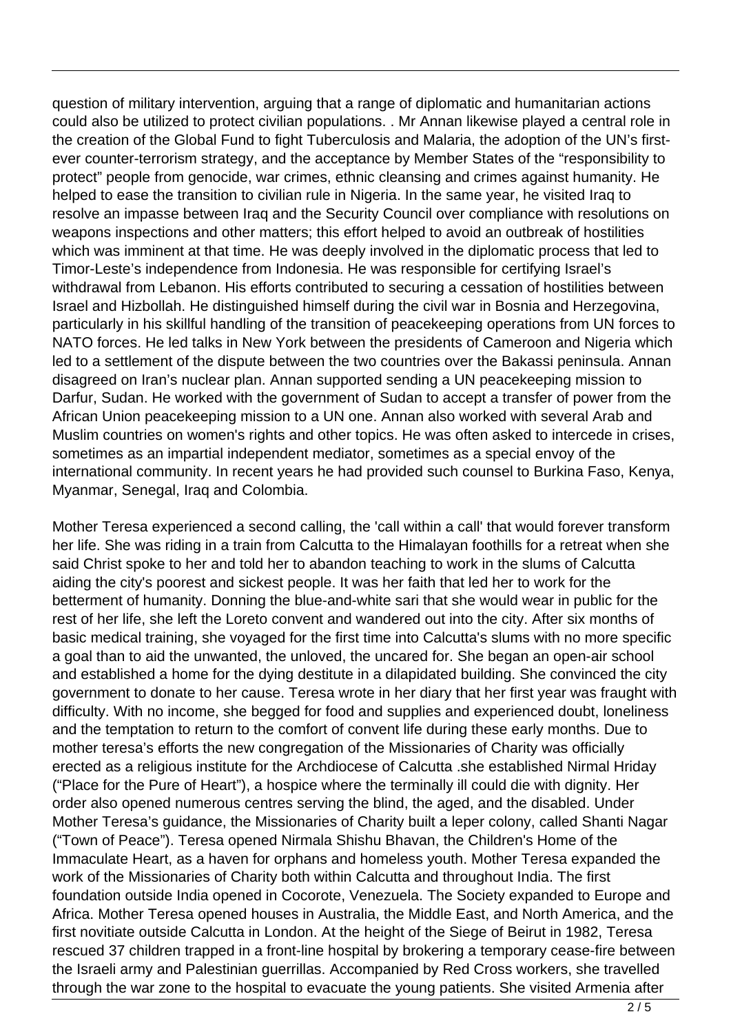question of military intervention, arguing that a range of diplomatic and humanitarian actions could also be utilized to protect civilian populations. . Mr Annan likewise played a central role in the creation of the Global Fund to fight Tuberculosis and Malaria, the adoption of the UN's first-ever counter-terrorism strategy, and the acceptance by Member States of the "responsibility to protect" people from genocide, war crimes, ethnic cleansing and crimes against humanity. He helped to ease the transition to civilian rule in Nigeria. In the same year, he visited Iraq to resolve an impasse between Iraq and the Security Council over compliance with resolutions on weapons inspections and other matters; this effort helped to avoid an outbreak of hostilities which was imminent at that time. He was deeply involved in the diplomatic process that led to Timor-Leste's independence from Indonesia. He was responsible for certifying Israel's withdrawal from Lebanon. His efforts contributed to securing a cessation of hostilities between Israel and Hizbollah. He distinguished himself during the civil war in Bosnia and Herzegovina, particularly in his skillful handling of the transition of peacekeeping operations from UN forces to NATO forces. He led talks in New York between the presidents of Cameroon and Nigeria which led to a settlement of the dispute between the two countries over the Bakassi peninsula. Annan disagreed on Iran's nuclear plan. Annan supported sending a UN peacekeeping mission to Darfur, Sudan. He worked with the government of Sudan to accept a transfer of power from the African Union peacekeeping mission to a UN one. Annan also worked with several Arab and Muslim countries on women's rights and other topics. He was often asked to intercede in crises, sometimes as an impartial independent mediator, sometimes as a special envoy of the international community. In recent years he had provided such counsel to Burkina Faso, Kenya, Myanmar, Senegal, Iraq and Colombia.

Mother Teresa experienced a second calling, the 'call within a call' that would forever transform her life. She was riding in a train from Calcutta to the Himalayan foothills for a retreat when she said Christ spoke to her and told her to abandon teaching to work in the slums of Calcutta aiding the city's poorest and sickest people. It was her faith that led her to work for the betterment of humanity. Donning the blue-and-white sari that she would wear in public for the rest of her life, she left the Loreto convent and wandered out into the city. After six months of basic medical training, she voyaged for the first time into Calcutta's slums with no more specific a goal than to aid the unwanted, the unloved, the uncared for. She began an open-air school and established a home for the dying destitute in a dilapidated building. She convinced the city government to donate to her cause. Teresa wrote in her diary that her first year was fraught with difficulty. With no income, she begged for food and supplies and experienced doubt, loneliness and the temptation to return to the comfort of convent life during these early months. Due to mother teresa's efforts the new congregation of the Missionaries of Charity was officially erected as a religious institute for the Archdiocese of Calcutta .she established Nirmal Hriday ("Place for the Pure of Heart"), a hospice where the terminally ill could die with dignity. Her order also opened numerous centres serving the blind, the aged, and the disabled. Under Mother Teresa's guidance, the Missionaries of Charity built a leper colony, called Shanti Nagar ("Town of Peace"). Teresa opened Nirmala Shishu Bhavan, the Children's Home of the Immaculate Heart, as a haven for orphans and homeless youth. Mother Teresa expanded the work of the Missionaries of Charity both within Calcutta and throughout India. The first foundation outside India opened in Cocorote, Venezuela. The Society expanded to Europe and Africa. Mother Teresa opened houses in Australia, the Middle East, and North America, and the first novitiate outside Calcutta in London. At the height of the Siege of Beirut in 1982, Teresa rescued 37 children trapped in a front-line hospital by brokering a temporary cease-fire between the Israeli army and Palestinian guerrillas. Accompanied by Red Cross workers, she travelled through the war zone to the hospital to evacuate the young patients. She visited Armenia after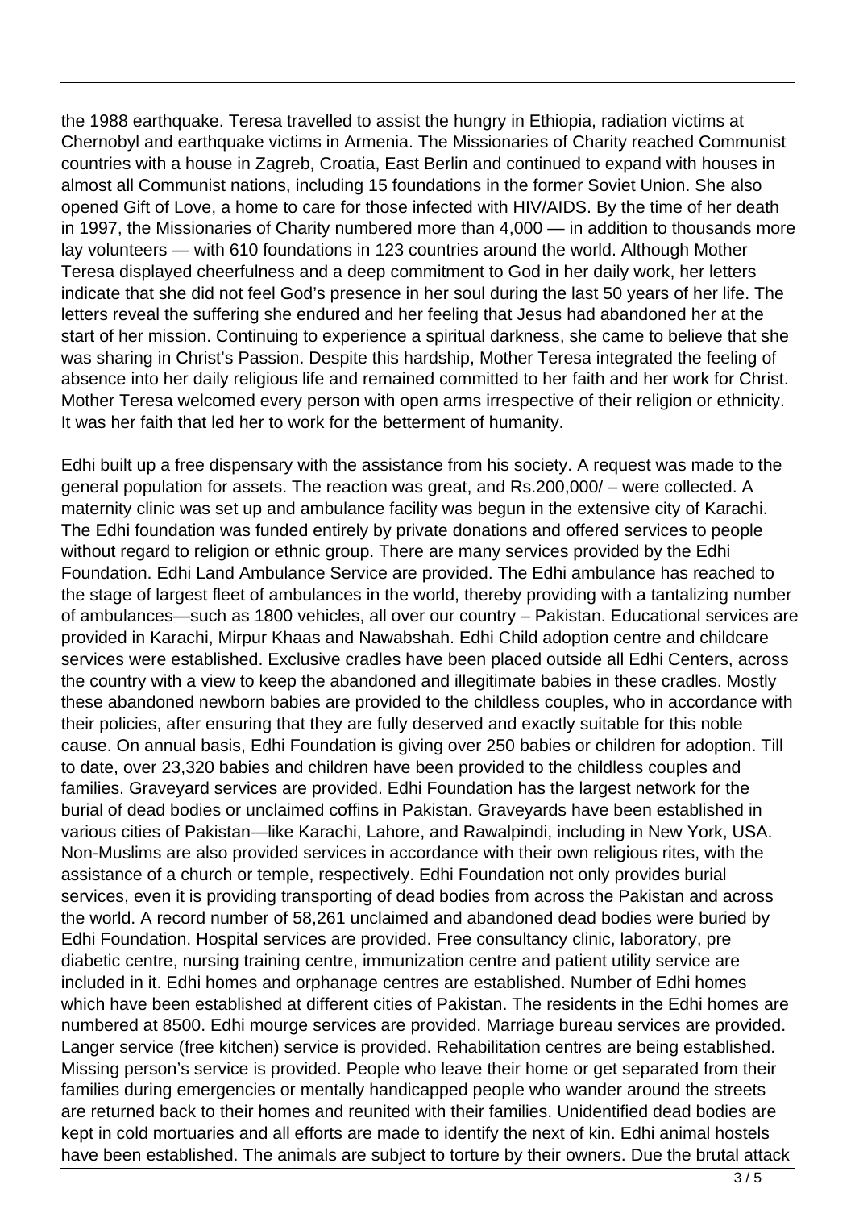the 1988 earthquake. Teresa travelled to assist the hungry in Ethiopia, radiation victims at Chernobyl and earthquake victims in Armenia. The Missionaries of Charity reached Communist countries with a house in Zagreb, Croatia, East Berlin and continued to expand with houses in almost all Communist nations, including 15 foundations in the former Soviet Union. She also opened Gift of Love, a home to care for those infected with HIV/AIDS. By the time of her death in 1997, the Missionaries of Charity numbered more than 4,000 — in addition to thousands more lay volunteers — with 610 foundations in 123 countries around the world. Although Mother Teresa displayed cheerfulness and a deep commitment to God in her daily work, her letters indicate that she did not feel God's presence in her soul during the last 50 years of her life. The letters reveal the suffering she endured and her feeling that Jesus had abandoned her at the start of her mission. Continuing to experience a spiritual darkness, she came to believe that she was sharing in Christ's Passion. Despite this hardship, Mother Teresa integrated the feeling of absence into her daily religious life and remained committed to her faith and her work for Christ. Mother Teresa welcomed every person with open arms irrespective of their religion or ethnicity. It was her faith that led her to work for the betterment of humanity.

Edhi built up a free dispensary with the assistance from his society. A request was made to the general population for assets. The reaction was great, and Rs.200,000/ – were collected. A maternity clinic was set up and ambulance facility was begun in the extensive city of Karachi. The Edhi foundation was funded entirely by private donations and offered services to people without regard to religion or ethnic group. There are many services provided by the Edhi Foundation. Edhi Land Ambulance Service are provided. The Edhi ambulance has reached to the stage of largest fleet of ambulances in the world, thereby providing with a tantalizing number of ambulances—such as 1800 vehicles, all over our country – Pakistan. Educational services are provided in Karachi, Mirpur Khaas and Nawabshah. Edhi Child adoption centre and childcare services were established. Exclusive cradles have been placed outside all Edhi Centers, across the country with a view to keep the abandoned and illegitimate babies in these cradles. Mostly these abandoned newborn babies are provided to the childless couples, who in accordance with their policies, after ensuring that they are fully deserved and exactly suitable for this noble cause. On annual basis, Edhi Foundation is giving over 250 babies or children for adoption. Till to date, over 23,320 babies and children have been provided to the childless couples and families. Graveyard services are provided. Edhi Foundation has the largest network for the burial of dead bodies or unclaimed coffins in Pakistan. Graveyards have been established in various cities of Pakistan—like Karachi, Lahore, and Rawalpindi, including in New York, USA. Non-Muslims are also provided services in accordance with their own religious rites, with the assistance of a church or temple, respectively. Edhi Foundation not only provides burial services, even it is providing transporting of dead bodies from across the Pakistan and across the world. A record number of 58,261 unclaimed and abandoned dead bodies were buried by Edhi Foundation. Hospital services are provided. Free consultancy clinic, laboratory, pre diabetic centre, nursing training centre, immunization centre and patient utility service are included in it. Edhi homes and orphanage centres are established. Number of Edhi homes which have been established at different cities of Pakistan. The residents in the Edhi homes are numbered at 8500. Edhi mourge services are provided. Marriage bureau services are provided. Langer service (free kitchen) service is provided. Rehabilitation centres are being established. Missing person's service is provided. People who leave their home or get separated from their families during emergencies or mentally handicapped people who wander around the streets are returned back to their homes and reunited with their families. Unidentified dead bodies are kept in cold mortuaries and all efforts are made to identify the next of kin. Edhi animal hostels have been established. The animals are subject to torture by their owners. Due the brutal attack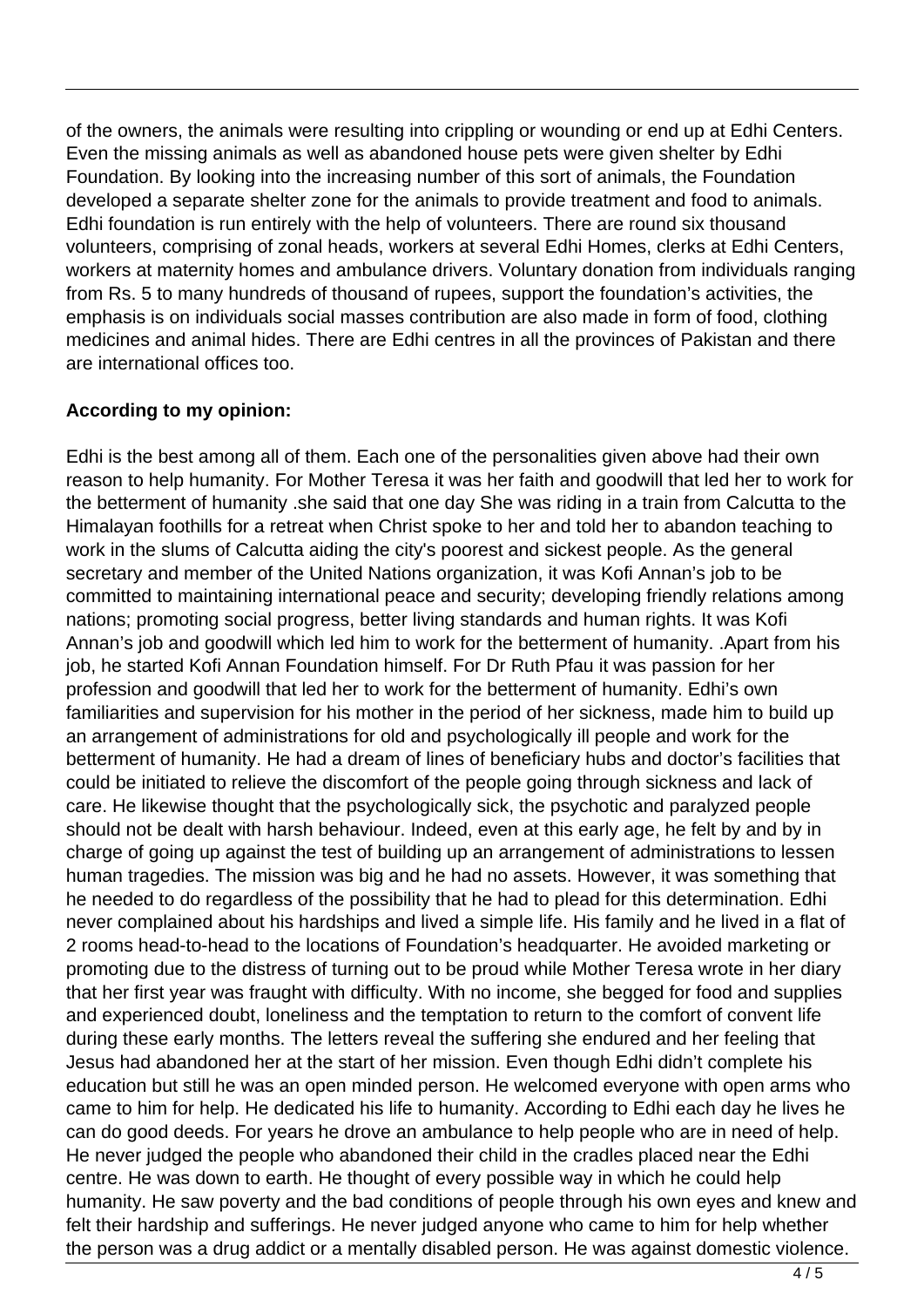of the owners, the animals were resulting into crippling or wounding or end up at Edhi Centers. Even the missing animals as well as abandoned house pets were given shelter by Edhi Foundation. By looking into the increasing number of this sort of animals, the Foundation developed a separate shelter zone for the animals to provide treatment and food to animals. Edhi foundation is run entirely with the help of volunteers. There are round six thousand volunteers, comprising of zonal heads, workers at several Edhi Homes, clerks at Edhi Centers, workers at maternity homes and ambulance drivers. Voluntary donation from individuals ranging from Rs. 5 to many hundreds of thousand of rupees, support the foundation's activities, the emphasis is on individuals social masses contribution are also made in form of food, clothing medicines and animal hides. There are Edhi centres in all the provinces of Pakistan and there are international offices too.

**According to my opinion:**

Edhi is the best among all of them. Each one of the personalities given above had their own reason to help humanity. For Mother Teresa it was her faith and goodwill that led her to work for the betterment of humanity .she said that one day She was riding in a train from Calcutta to the Himalayan foothills for a retreat when Christ spoke to her and told her to abandon teaching to work in the slums of Calcutta aiding the city's poorest and sickest people. As the general secretary and member of the United Nations organization, it was Kofi Annan's job to be committed to maintaining international peace and security; developing friendly relations among nations; promoting social progress, better living standards and human rights. It was Kofi Annan's job and goodwill which led him to work for the betterment of humanity. .Apart from his job, he started Kofi Annan Foundation himself. For Dr Ruth Pfau it was passion for her profession and goodwill that led her to work for the betterment of humanity. Edhi's own familiarities and supervision for his mother in the period of her sickness, made him to build up an arrangement of administrations for old and psychologically ill people and work for the betterment of humanity. He had a dream of lines of beneficiary hubs and doctor's facilities that could be initiated to relieve the discomfort of the people going through sickness and lack of care. He likewise thought that the psychologically sick, the psychotic and paralyzed people should not be dealt with harsh behaviour. Indeed, even at this early age, he felt by and by in charge of going up against the test of building up an arrangement of administrations to lessen human tragedies. The mission was big and he had no assets. However, it was something that he needed to do regardless of the possibility that he had to plead for this determination. Edhi never complained about his hardships and lived a simple life. His family and he lived in a flat of 2 rooms head-to-head to the locations of Foundation's headquarter. He avoided marketing or promoting due to the distress of turning out to be proud while Mother Teresa wrote in her diary that her first year was fraught with difficulty. With no income, she begged for food and supplies and experienced doubt, loneliness and the temptation to return to the comfort of convent life during these early months. The letters reveal the suffering she endured and her feeling that Jesus had abandoned her at the start of her mission. Even though Edhi didn't complete his education but still he was an open minded person. He welcomed everyone with open arms who came to him for help. He dedicated his life to humanity. According to Edhi each day he lives he can do good deeds. For years he drove an ambulance to help people who are in need of help. He never judged the people who abandoned their child in the cradles placed near the Edhi centre. He was down to earth. He thought of every possible way in which he could help humanity. He saw poverty and the bad conditions of people through his own eyes and knew and felt their hardship and sufferings. He never judged anyone who came to him for help whether the person was a drug addict or a mentally disabled person. He was against domestic violence.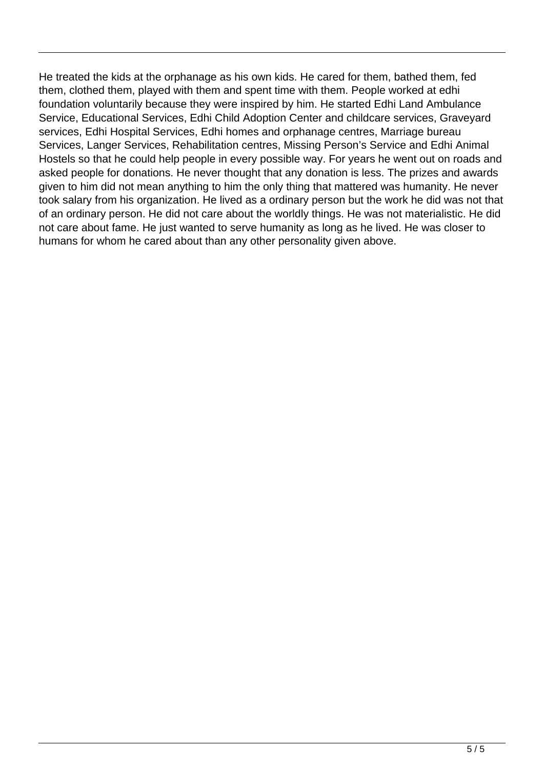He treated the kids at the orphanage as his own kids. He cared for them, bathed them, fed them, clothed them, played with them and spent time with them. People worked at edhi foundation voluntarily because they were inspired by him. He started Edhi Land Ambulance Service, Educational Services, Edhi Child Adoption Center and childcare services, Graveyard services, Edhi Hospital Services, Edhi homes and orphanage centres, Marriage bureau Services, Langer Services, Rehabilitation centres, Missing Person's Service and Edhi Animal Hostels so that he could help people in every possible way. For years he went out on roads and asked people for donations. He never thought that any donation is less. The prizes and awards given to him did not mean anything to him the only thing that mattered was humanity. He never took salary from his organization. He lived as a ordinary person but the work he did was not that of an ordinary person. He did not care about the worldly things. He was not materialistic. He did not care about fame. He just wanted to serve humanity as long as he lived. He was closer to humans for whom he cared about than any other personality given above.